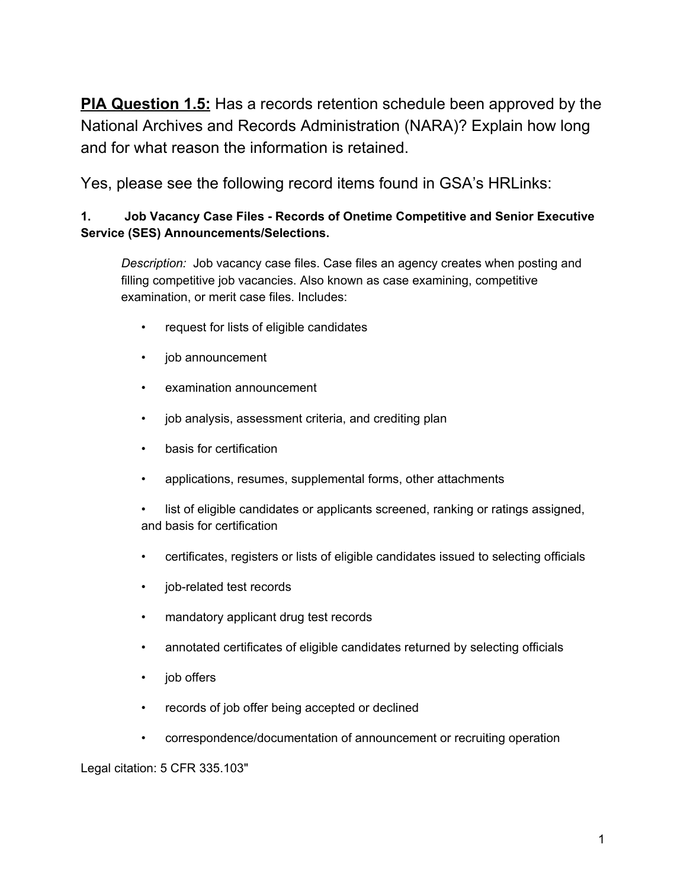**PIA Question 1.5:** Has a records retention schedule been approved by the National Archives and Records Administration (NARA)? Explain how long and for what reason the information is retained.

Yes, please see the following record items found in GSA's HRLinks:

**1. Job Vacancy Case Files - Records of Onetime Competitive and Senior Executive Service (SES) Announcements/Selections.**

*Description:* Job vacancy case files. Case files an agency creates when posting and filling competitive job vacancies. Also known as case examining, competitive examination, or merit case files. Includes:

- request for lists of eligible candidates
- job announcement
- examination announcement
- job analysis, assessment criteria, and crediting plan
- basis for certification
- applications, resumes, supplemental forms, other attachments
- list of eligible candidates or applicants screened, ranking or ratings assigned, and basis for certification
- certificates, registers or lists of eligible candidates issued to selecting officials
- job-related test records
- mandatory applicant drug test records
- annotated certificates of eligible candidates returned by selecting officials
- job offers
- records of job offer being accepted or declined
- correspondence/documentation of announcement or recruiting operation

Legal citation: 5 CFR 335.103"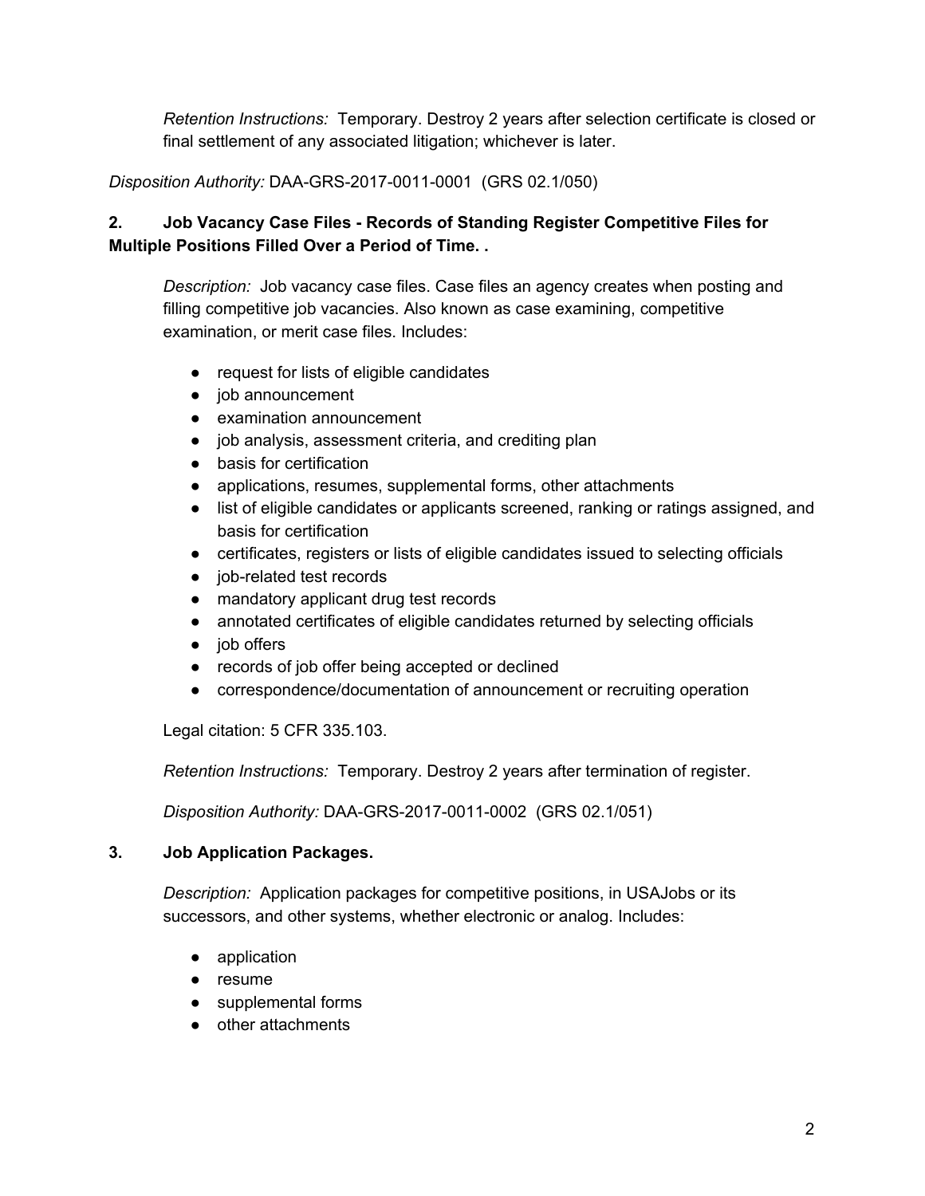*Retention Instructions:* Temporary. Destroy 2 years after selection certificate is closed or final settlement of any associated litigation; whichever is later.

*Disposition Authority:* DAA-GRS-2017-0011-0001 (GRS 02.1/050)

**2. Job Vacancy Case Files - Records of Standing Register Competitive Files for Multiple Positions Filled Over a Period of Time. .**

*Description:* Job vacancy case files. Case files an agency creates when posting and filling competitive job vacancies. Also known as case examining, competitive examination, or merit case files. Includes:

- request for lists of eligible candidates
- job announcement
- examination announcement
- job analysis, assessment criteria, and crediting plan
- basis for certification
- applications, resumes, supplemental forms, other attachments
- list of eligible candidates or applicants screened, ranking or ratings assigned, and basis for certification
- certificates, registers or lists of eligible candidates issued to selecting officials
- job-related test records
- mandatory applicant drug test records
- annotated certificates of eligible candidates returned by selecting officials
- job offers
- records of job offer being accepted or declined
- correspondence/documentation of announcement or recruiting operation

Legal citation: 5 CFR 335.103.

*Retention Instructions:* Temporary. Destroy 2 years after termination of register.

*Disposition Authority:* DAA-GRS-2017-0011-0002 (GRS 02.1/051)

**3. Job Application Packages.**

*Description:* Application packages for competitive positions, in USAJobs or its successors, and other systems, whether electronic or analog. Includes:

- application
- resume
- supplemental forms
- other attachments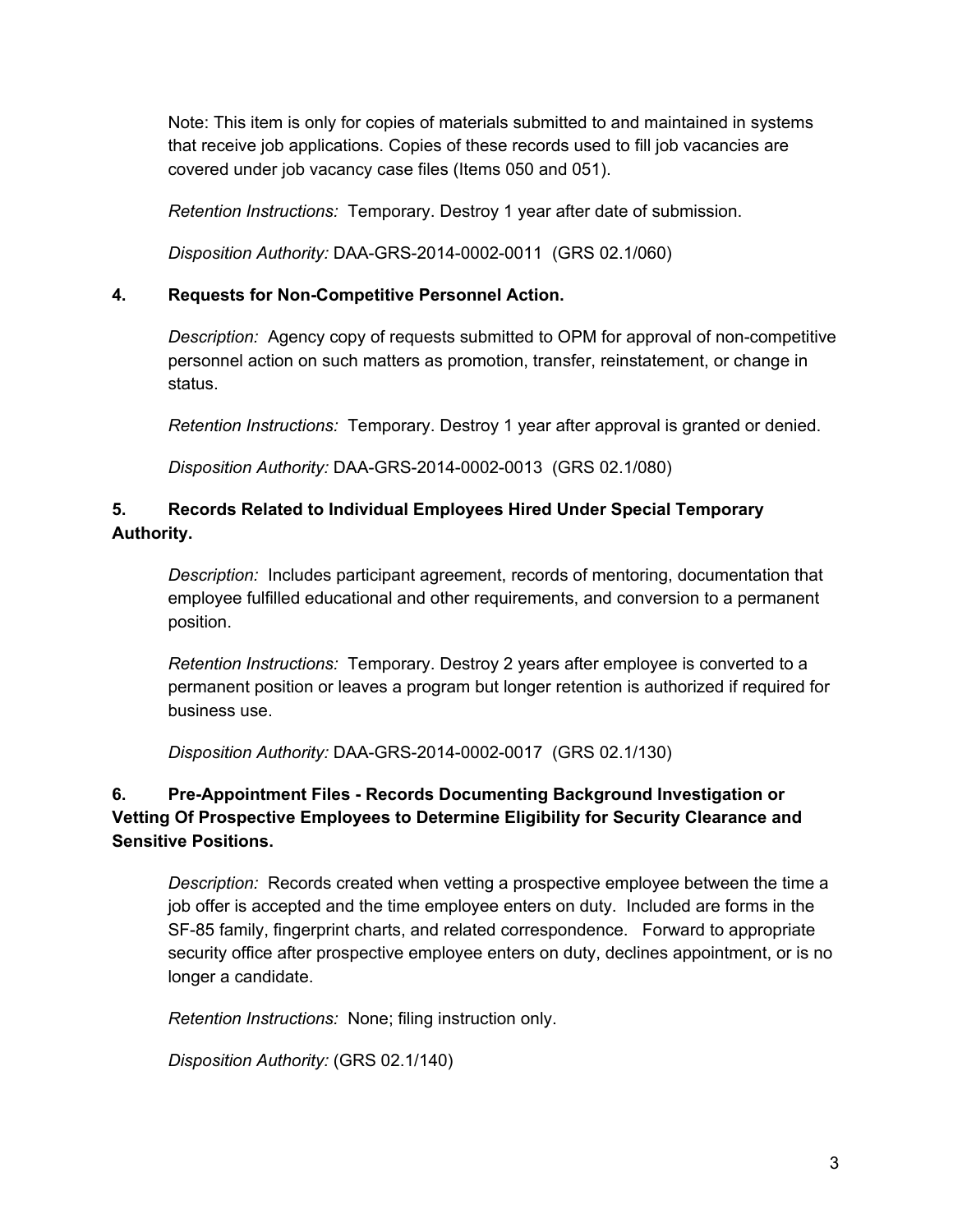Note: This item is only for copies of materials submitted to and maintained in systems that receive job applications. Copies of these records used to fill job vacancies are covered under job vacancy case files (Items 050 and 051).

*Retention Instructions:* Temporary. Destroy 1 year after date of submission.

*Disposition Authority:* DAA-GRS-2014-0002-0011 (GRS 02.1/060)

**4. Requests for Non-Competitive Personnel Action.**

*Description:* Agency copy of requests submitted to OPM for approval of non-competitive personnel action on such matters as promotion, transfer, reinstatement, or change in status.

*Retention Instructions:* Temporary. Destroy 1 year after approval is granted or denied.

*Disposition Authority:* DAA-GRS-2014-0002-0013 (GRS 02.1/080)

**5. Records Related to Individual Employees Hired Under Special Temporary Authority.**

*Description:* Includes participant agreement, records of mentoring, documentation that employee fulfilled educational and other requirements, and conversion to a permanent position.

*Retention Instructions:* Temporary. Destroy 2 years after employee is converted to a permanent position or leaves a program but longer retention is authorized if required for business use.

*Disposition Authority:* DAA-GRS-2014-0002-0017 (GRS 02.1/130)

**6. Pre-Appointment Files - Records Documenting Background Investigation or Vetting Of Prospective Employees to Determine Eligibility for Security Clearance and Sensitive Positions.**

*Description:* Records created when vetting a prospective employee between the time a job offer is accepted and the time employee enters on duty. Included are forms in the SF-85 family, fingerprint charts, and related correspondence. Forward to appropriate security office after prospective employee enters on duty, declines appointment, or is no longer a candidate.

*Retention Instructions:* None; filing instruction only.

*Disposition Authority:* (GRS 02.1/140)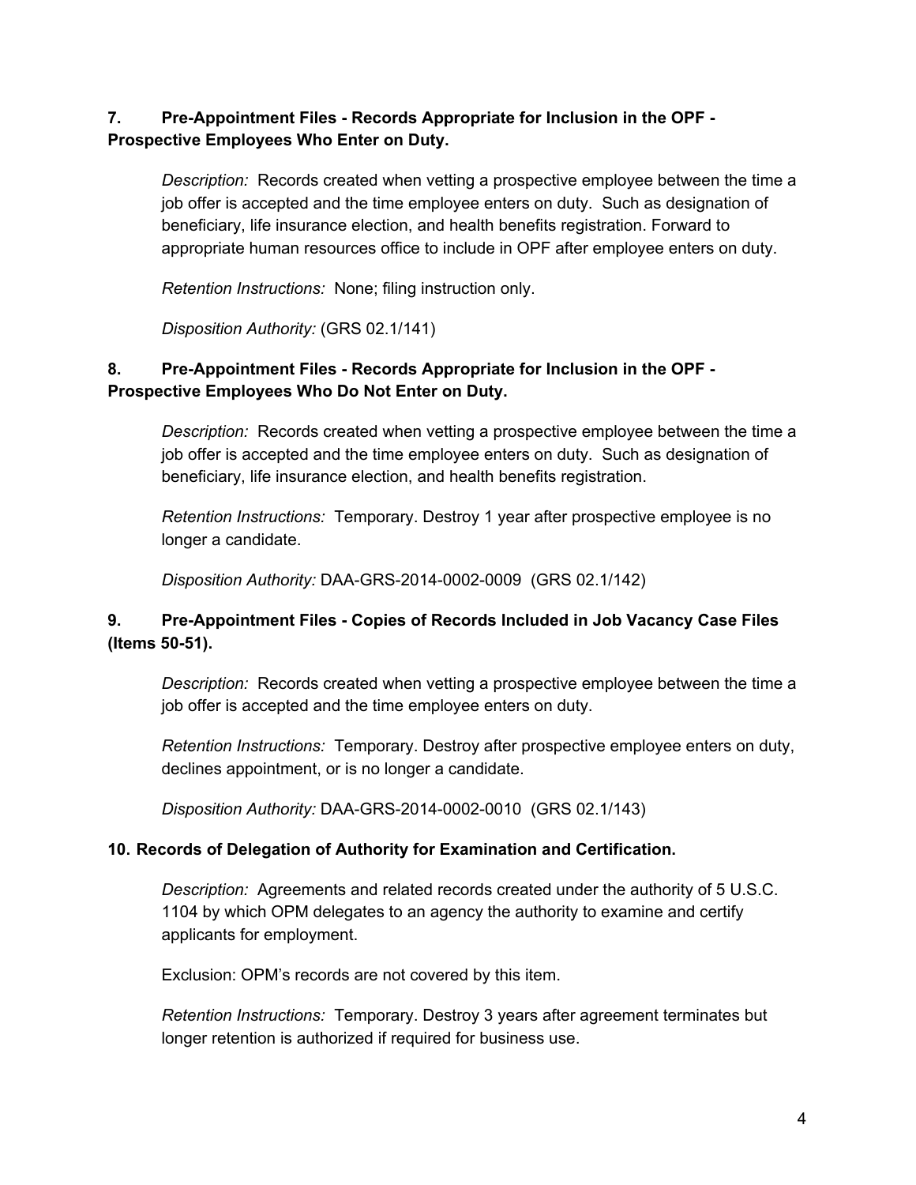**7. Pre-Appointment Files - Records Appropriate for Inclusion in the OPF - Prospective Employees Who Enter on Duty.**

*Description:* Records created when vetting a prospective employee between the time a job offer is accepted and the time employee enters on duty. Such as designation of beneficiary, life insurance election, and health benefits registration. Forward to appropriate human resources office to include in OPF after employee enters on duty.

*Retention Instructions:* None; filing instruction only.

*Disposition Authority:* (GRS 02.1/141)

**8. Pre-Appointment Files - Records Appropriate for Inclusion in the OPF - Prospective Employees Who Do Not Enter on Duty.**

*Description:* Records created when vetting a prospective employee between the time a job offer is accepted and the time employee enters on duty. Such as designation of beneficiary, life insurance election, and health benefits registration.

*Retention Instructions:* Temporary. Destroy 1 year after prospective employee is no longer a candidate.

*Disposition Authority:* DAA-GRS-2014-0002-0009 (GRS 02.1/142)

**9. Pre-Appointment Files - Copies of Records Included in Job Vacancy Case Files (Items 50-51).**

*Description:* Records created when vetting a prospective employee between the time a job offer is accepted and the time employee enters on duty.

*Retention Instructions:* Temporary. Destroy after prospective employee enters on duty, declines appointment, or is no longer a candidate.

*Disposition Authority:* DAA-GRS-2014-0002-0010 (GRS 02.1/143)

**10. Records of Delegation of Authority for Examination and Certification.**

*Description:* Agreements and related records created under the authority of 5 U.S.C. 1104 by which OPM delegates to an agency the authority to examine and certify applicants for employment.

Exclusion: OPM's records are not covered by this item.

*Retention Instructions:* Temporary. Destroy 3 years after agreement terminates but longer retention is authorized if required for business use.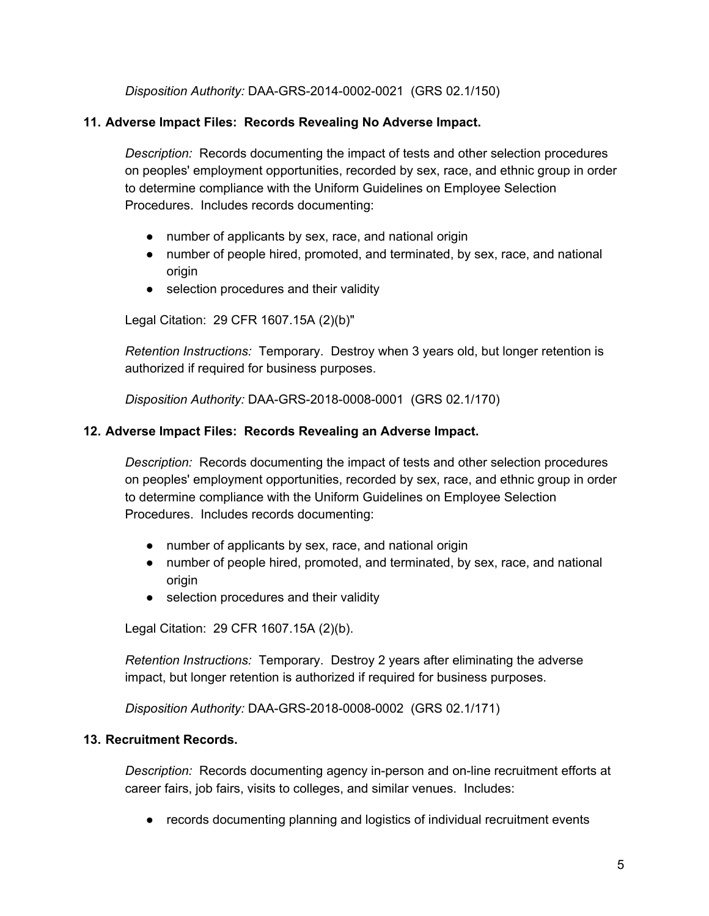*Disposition Authority:* DAA-GRS-2014-0002-0021 (GRS 02.1/150)

**11. Adverse Impact Files: Records Revealing No Adverse Impact.**

*Description:* Records documenting the impact of tests and other selection procedures on peoples' employment opportunities, recorded by sex, race, and ethnic group in order to determine compliance with the Uniform Guidelines on Employee Selection Procedures. Includes records documenting:

- number of applicants by sex, race, and national origin
- number of people hired, promoted, and terminated, by sex, race, and national origin
- selection procedures and their validity

Legal Citation: 29 CFR 1607.15A (2)(b)"

*Retention Instructions:* Temporary. Destroy when 3 years old, but longer retention is authorized if required for business purposes.

*Disposition Authority:* DAA-GRS-2018-0008-0001 (GRS 02.1/170)

**12. Adverse Impact Files: Records Revealing an Adverse Impact.**

*Description:* Records documenting the impact of tests and other selection procedures on peoples' employment opportunities, recorded by sex, race, and ethnic group in order to determine compliance with the Uniform Guidelines on Employee Selection Procedures. Includes records documenting:

- number of applicants by sex, race, and national origin
- number of people hired, promoted, and terminated, by sex, race, and national origin
- selection procedures and their validity

Legal Citation: 29 CFR 1607.15A (2)(b).

*Retention Instructions:* Temporary. Destroy 2 years after eliminating the adverse impact, but longer retention is authorized if required for business purposes.

*Disposition Authority:* DAA-GRS-2018-0008-0002 (GRS 02.1/171)

**13. Recruitment Records.**

*Description:* Records documenting agency in-person and on-line recruitment efforts at career fairs, job fairs, visits to colleges, and similar venues. Includes:

- records documenting planning and logistics of individual recruitment events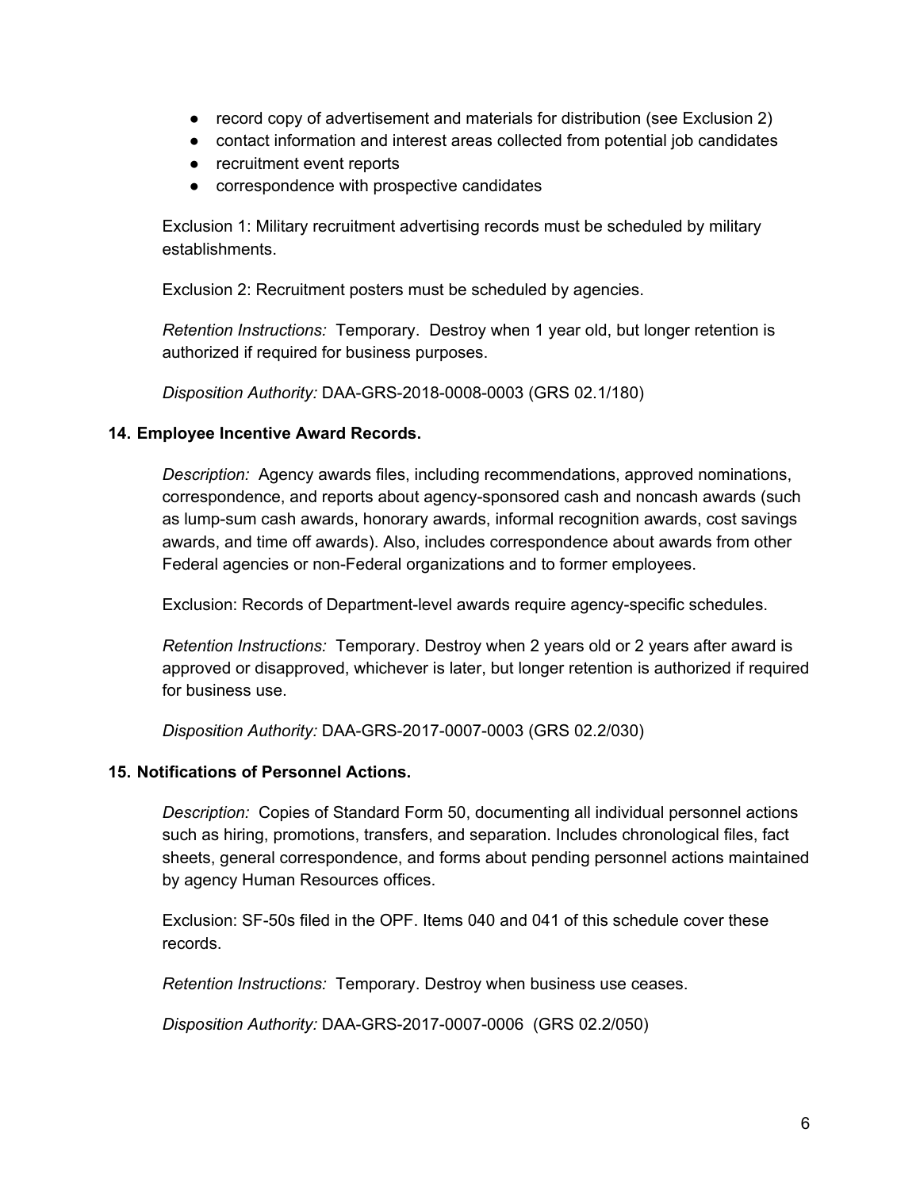- record copy of advertisement and materials for distribution (see Exclusion 2)
- contact information and interest areas collected from potential job candidates
- recruitment event reports
- correspondence with prospective candidates

Exclusion 1: Military recruitment advertising records must be scheduled by military establishments.

Exclusion 2: Recruitment posters must be scheduled by agencies.

*Retention Instructions:* Temporary. Destroy when 1 year old, but longer retention is authorized if required for business purposes.

*Disposition Authority:* DAA-GRS-2018-0008-0003 (GRS 02.1/180)

**14. Employee Incentive Award Records.**

*Description:* Agency awards files, including recommendations, approved nominations, correspondence, and reports about agency-sponsored cash and noncash awards (such as lump-sum cash awards, honorary awards, informal recognition awards, cost savings awards, and time off awards). Also, includes correspondence about awards from other Federal agencies or non-Federal organizations and to former employees.

Exclusion: Records of Department-level awards require agency-specific schedules.

*Retention Instructions:* Temporary. Destroy when 2 years old or 2 years after award is approved or disapproved, whichever is later, but longer retention is authorized if required for business use.

*Disposition Authority:* DAA-GRS-2017-0007-0003 (GRS 02.2/030)

**15. Notifications of Personnel Actions.**

*Description:* Copies of Standard Form 50, documenting all individual personnel actions such as hiring, promotions, transfers, and separation. Includes chronological files, fact sheets, general correspondence, and forms about pending personnel actions maintained by agency Human Resources offices.

Exclusion: SF-50s filed in the OPF. Items 040 and 041 of this schedule cover these records.

*Retention Instructions:* Temporary. Destroy when business use ceases.

*Disposition Authority:* DAA-GRS-2017-0007-0006 (GRS 02.2/050)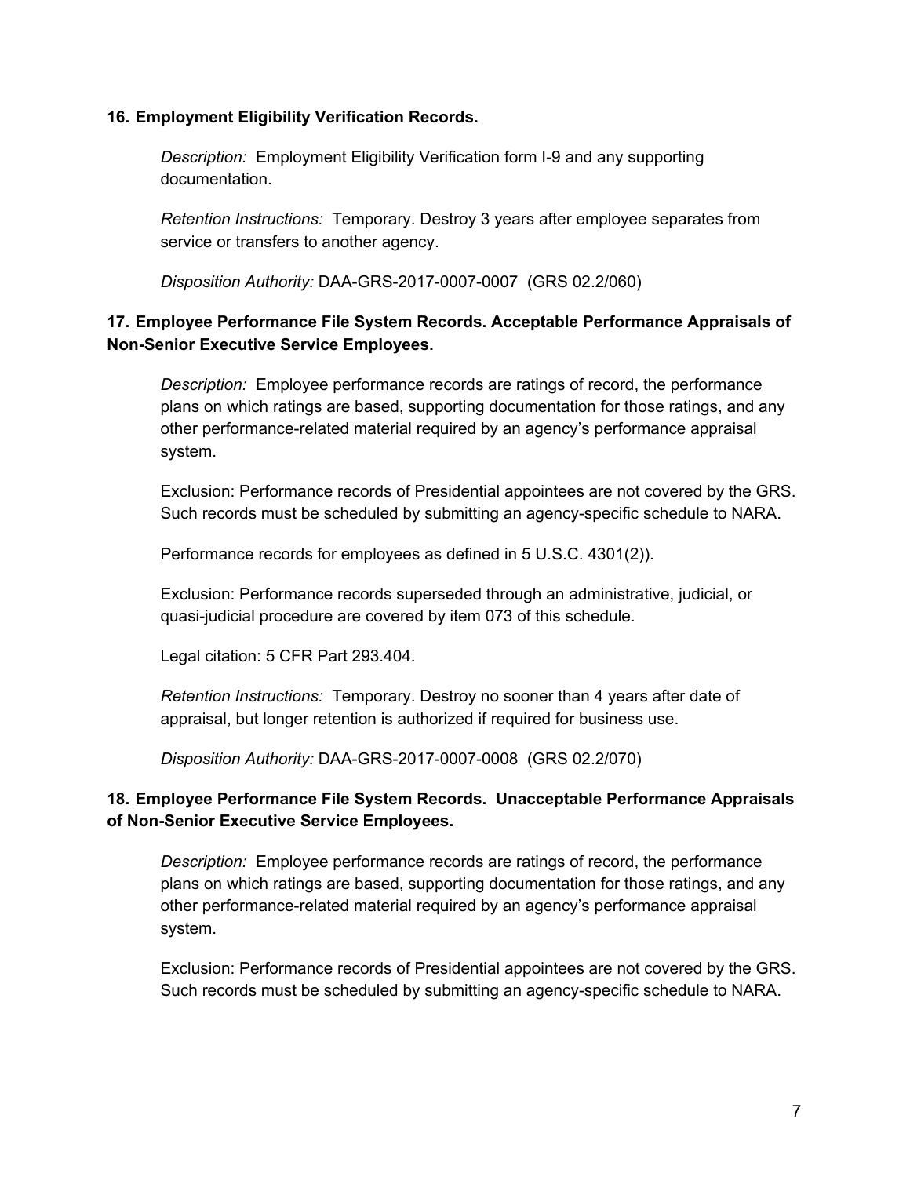**16. Employment Eligibility Verification Records.**

*Description:* Employment Eligibility Verification form I-9 and any supporting documentation.

*Retention Instructions:* Temporary. Destroy 3 years after employee separates from service or transfers to another agency.

*Disposition Authority:* DAA-GRS-2017-0007-0007 (GRS 02.2/060)

**17. Employee Performance File System Records. Acceptable Performance Appraisals of Non-Senior Executive Service Employees.**

*Description:* Employee performance records are ratings of record, the performance plans on which ratings are based, supporting documentation for those ratings, and any other performance-related material required by an agency's performance appraisal system.

Exclusion: Performance records of Presidential appointees are not covered by the GRS. Such records must be scheduled by submitting an agency-specific schedule to NARA.

Performance records for employees as defined in 5 U.S.C. 4301(2)).

Exclusion: Performance records superseded through an administrative, judicial, or quasi-judicial procedure are covered by item 073 of this schedule.

Legal citation: 5 CFR Part 293.404.

*Retention Instructions:* Temporary. Destroy no sooner than 4 years after date of appraisal, but longer retention is authorized if required for business use.

*Disposition Authority:* DAA-GRS-2017-0007-0008 (GRS 02.2/070)

**18. Employee Performance File System Records. Unacceptable Performance Appraisals of Non-Senior Executive Service Employees.**

*Description:* Employee performance records are ratings of record, the performance plans on which ratings are based, supporting documentation for those ratings, and any other performance-related material required by an agency's performance appraisal system.

Exclusion: Performance records of Presidential appointees are not covered by the GRS. Such records must be scheduled by submitting an agency-specific schedule to NARA.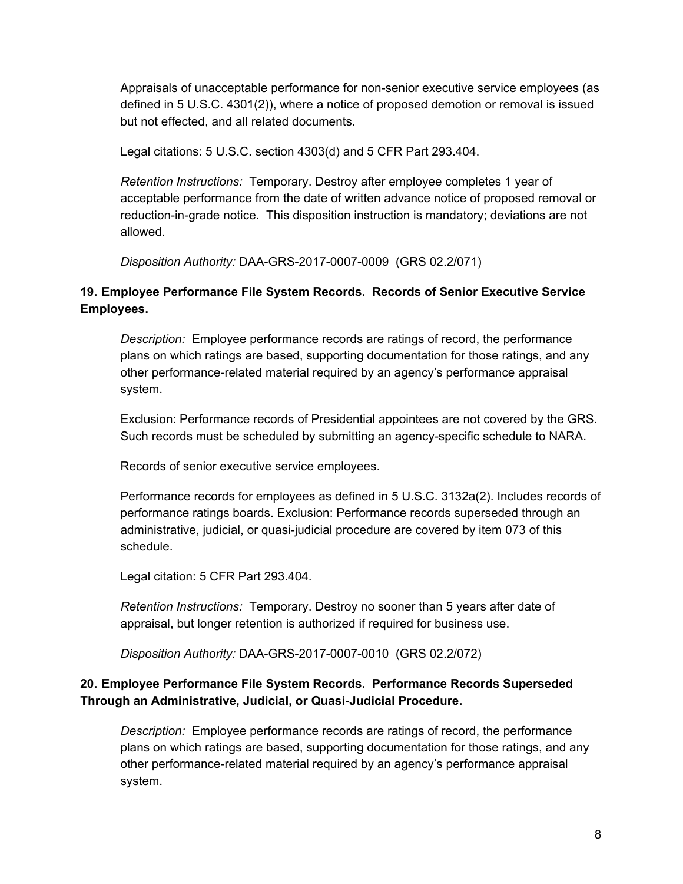Appraisals of unacceptable performance for non-senior executive service employees (as defined in 5 U.S.C. 4301(2)), where a notice of proposed demotion or removal is issued but not effected, and all related documents.

Legal citations: 5 U.S.C. section 4303(d) and 5 CFR Part 293.404.

*Retention Instructions:* Temporary. Destroy after employee completes 1 year of acceptable performance from the date of written advance notice of proposed removal or reduction-in-grade notice. This disposition instruction is mandatory; deviations are not allowed.

*Disposition Authority:* DAA-GRS-2017-0007-0009 (GRS 02.2/071)

**19. Employee Performance File System Records. Records of Senior Executive Service Employees.**

*Description:* Employee performance records are ratings of record, the performance plans on which ratings are based, supporting documentation for those ratings, and any other performance-related material required by an agency's performance appraisal system.

Exclusion: Performance records of Presidential appointees are not covered by the GRS. Such records must be scheduled by submitting an agency-specific schedule to NARA.

Records of senior executive service employees.

Performance records for employees as defined in 5 U.S.C. 3132a(2). Includes records of performance ratings boards. Exclusion: Performance records superseded through an administrative, judicial, or quasi-judicial procedure are covered by item 073 of this schedule.

Legal citation: 5 CFR Part 293.404.

*Retention Instructions:* Temporary. Destroy no sooner than 5 years after date of appraisal, but longer retention is authorized if required for business use.

*Disposition Authority:* DAA-GRS-2017-0007-0010 (GRS 02.2/072)

**20. Employee Performance File System Records. Performance Records Superseded Through an Administrative, Judicial, or Quasi-Judicial Procedure.**

*Description:* Employee performance records are ratings of record, the performance plans on which ratings are based, supporting documentation for those ratings, and any other performance-related material required by an agency's performance appraisal system.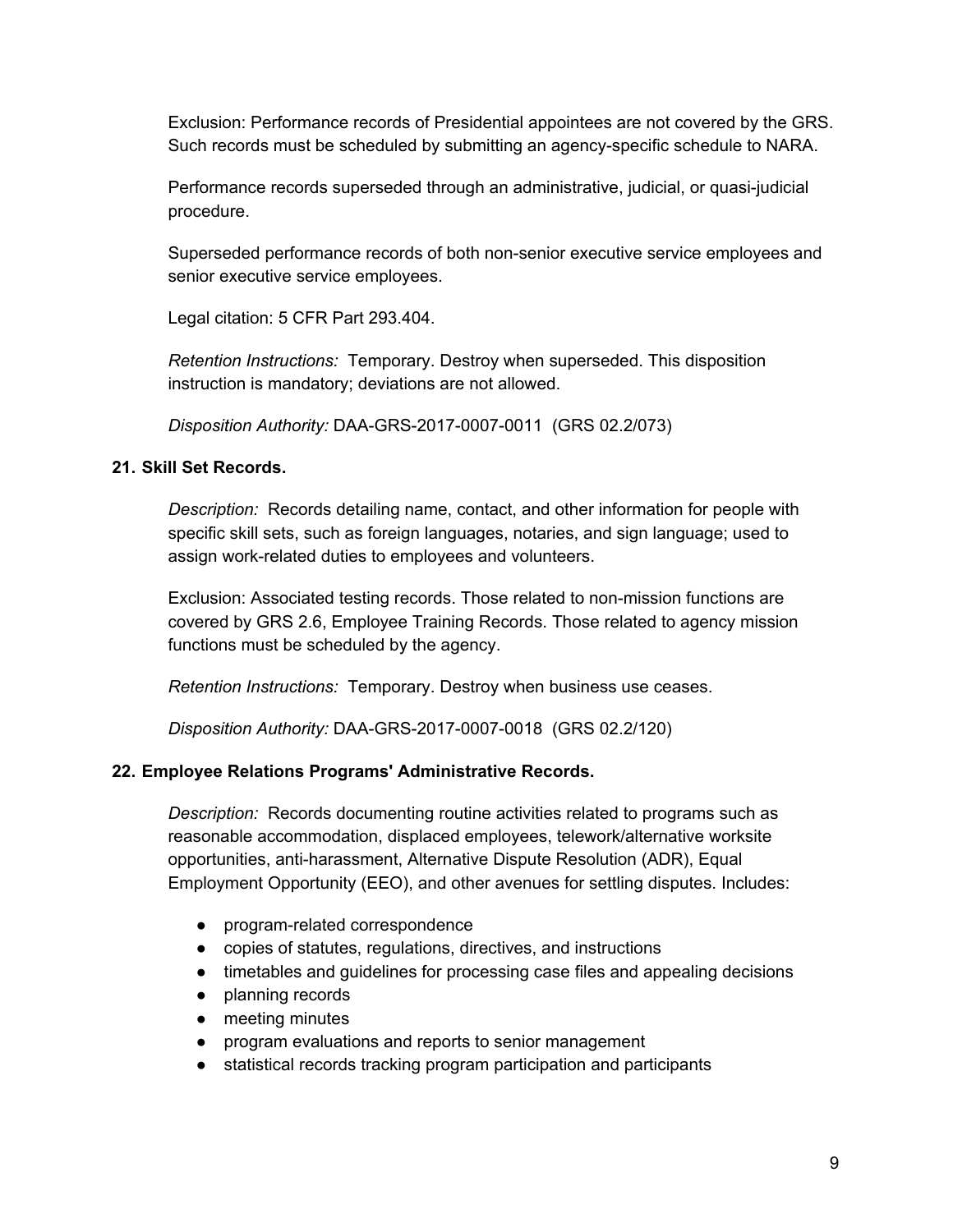Exclusion: Performance records of Presidential appointees are not covered by the GRS. Such records must be scheduled by submitting an agency-specific schedule to NARA.

Performance records superseded through an administrative, judicial, or quasi-judicial procedure.

Superseded performance records of both non-senior executive service employees and senior executive service employees.

Legal citation: 5 CFR Part 293.404.

*Retention Instructions:* Temporary. Destroy when superseded. This disposition instruction is mandatory; deviations are not allowed.

*Disposition Authority:* DAA-GRS-2017-0007-0011 (GRS 02.2/073)

**21. Skill Set Records.**

*Description:* Records detailing name, contact, and other information for people with specific skill sets, such as foreign languages, notaries, and sign language; used to assign work-related duties to employees and volunteers.

Exclusion: Associated testing records. Those related to non-mission functions are covered by GRS 2.6, Employee Training Records. Those related to agency mission functions must be scheduled by the agency.

*Retention Instructions:* Temporary. Destroy when business use ceases.

*Disposition Authority:* DAA-GRS-2017-0007-0018 (GRS 02.2/120)

**22. Employee Relations Programs' Administrative Records.**

*Description:* Records documenting routine activities related to programs such as reasonable accommodation, displaced employees, telework/alternative worksite opportunities, anti-harassment, Alternative Dispute Resolution (ADR), Equal Employment Opportunity (EEO), and other avenues for settling disputes. Includes:

- program-related correspondence
- copies of statutes, regulations, directives, and instructions
- timetables and guidelines for processing case files and appealing decisions
- planning records
- meeting minutes
- program evaluations and reports to senior management
- statistical records tracking program participation and participants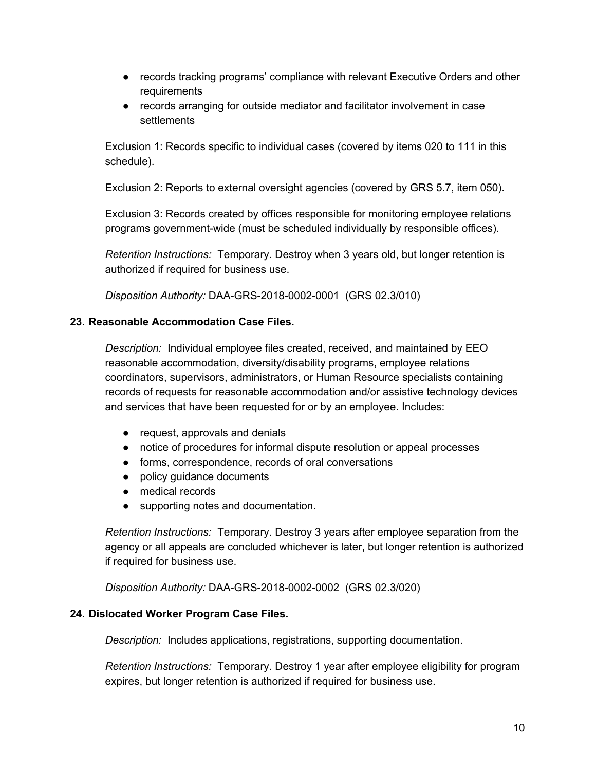- records tracking programs' compliance with relevant Executive Orders and other requirements
- records arranging for outside mediator and facilitator involvement in case settlements

Exclusion 1: Records specific to individual cases (covered by items 020 to 111 in this schedule).

Exclusion 2: Reports to external oversight agencies (covered by GRS 5.7, item 050).

Exclusion 3: Records created by offices responsible for monitoring employee relations programs government-wide (must be scheduled individually by responsible offices).

*Retention Instructions:* Temporary. Destroy when 3 years old, but longer retention is authorized if required for business use.

*Disposition Authority:* DAA-GRS-2018-0002-0001 (GRS 02.3/010)

**23. Reasonable Accommodation Case Files.**

*Description:* Individual employee files created, received, and maintained by EEO reasonable accommodation, diversity/disability programs, employee relations coordinators, supervisors, administrators, or Human Resource specialists containing records of requests for reasonable accommodation and/or assistive technology devices and services that have been requested for or by an employee. Includes:

- request, approvals and denials
- notice of procedures for informal dispute resolution or appeal processes
- forms, correspondence, records of oral conversations
- policy guidance documents
- medical records
- supporting notes and documentation.

*Retention Instructions:* Temporary. Destroy 3 years after employee separation from the agency or all appeals are concluded whichever is later, but longer retention is authorized if required for business use.

*Disposition Authority:* DAA-GRS-2018-0002-0002 (GRS 02.3/020)

**24. Dislocated Worker Program Case Files.**

*Description:* Includes applications, registrations, supporting documentation.

*Retention Instructions:* Temporary. Destroy 1 year after employee eligibility for program expires, but longer retention is authorized if required for business use.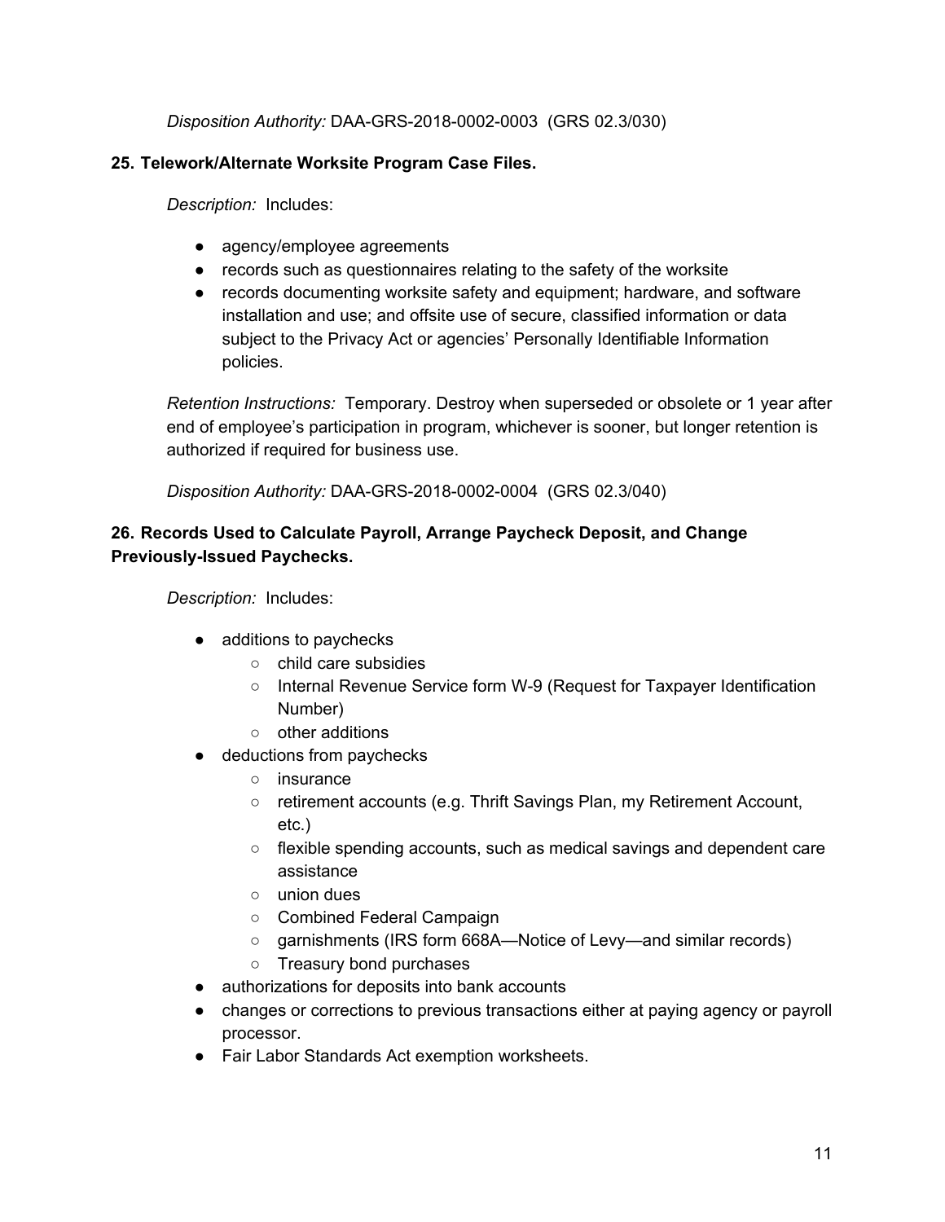*Disposition Authority:* DAA-GRS-2018-0002-0003 (GRS 02.3/030)

**25. Telework/Alternate Worksite Program Case Files.**

*Description:* Includes:

- agency/employee agreements
- records such as questionnaires relating to the safety of the worksite
- records documenting worksite safety and equipment; hardware, and software installation and use; and offsite use of secure, classified information or data subject to the Privacy Act or agencies' Personally Identifiable Information policies.

*Retention Instructions:* Temporary. Destroy when superseded or obsolete or 1 year after end of employee's participation in program, whichever is sooner, but longer retention is authorized if required for business use.

*Disposition Authority:* DAA-GRS-2018-0002-0004 (GRS 02.3/040)

**26. Records Used to Calculate Payroll, Arrange Paycheck Deposit, and Change Previously-Issued Paychecks.**

*Description:* Includes:

- additions to paychecks
  - child care subsidies
  - Internal Revenue Service form W-9 (Request for Taxpayer Identification Number)
  - other additions
- deductions from paychecks
  - insurance
  - retirement accounts (e.g. Thrift Savings Plan, my Retirement Account, etc.)
  - flexible spending accounts, such as medical savings and dependent care assistance
  - union dues
  - Combined Federal Campaign
  - garnishments (IRS form 668A—Notice of Levy—and similar records)
  - Treasury bond purchases
- authorizations for deposits into bank accounts
- changes or corrections to previous transactions either at paying agency or payroll processor.
- Fair Labor Standards Act exemption worksheets.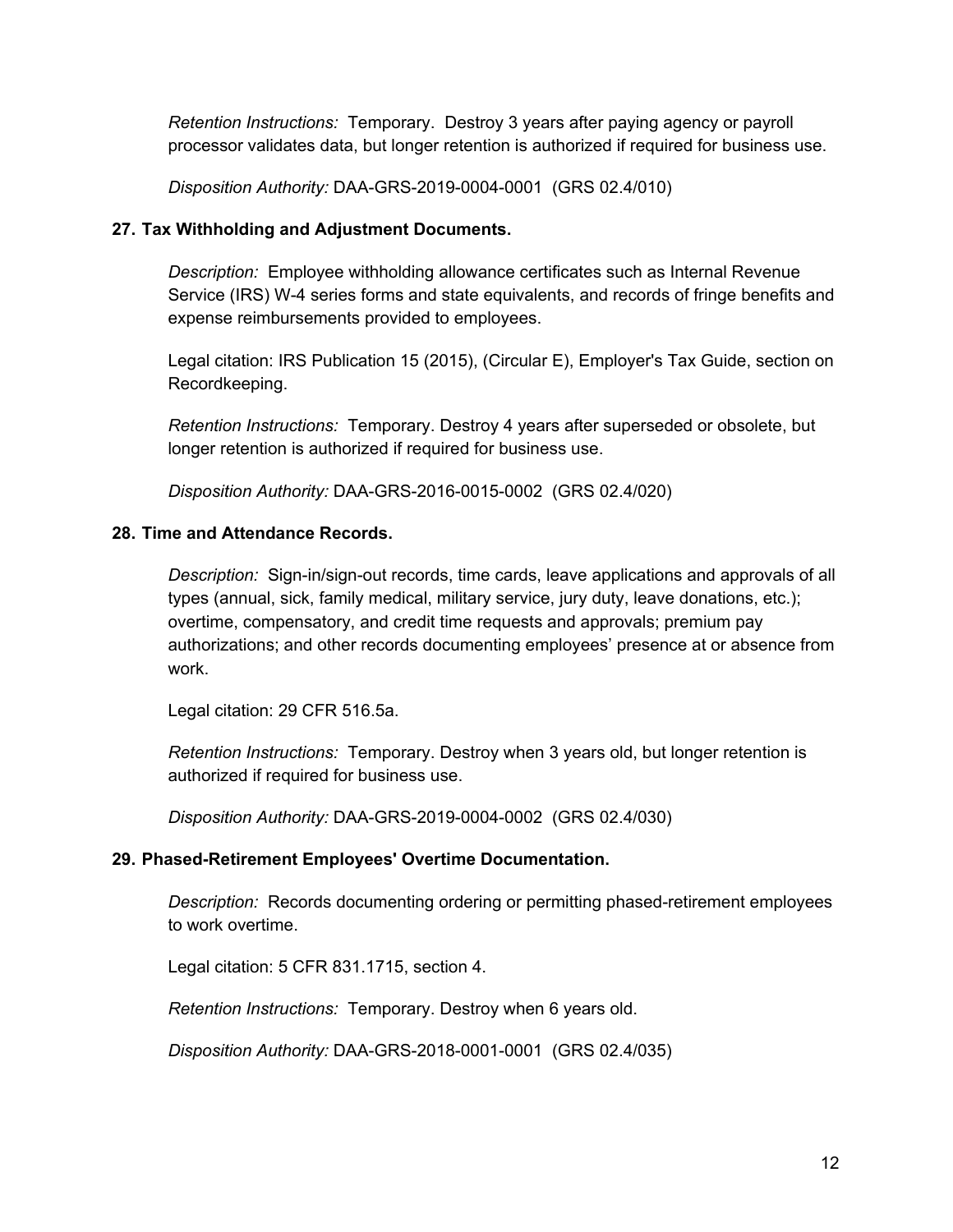*Retention Instructions:* Temporary. Destroy 3 years after paying agency or payroll processor validates data, but longer retention is authorized if required for business use.

*Disposition Authority:* DAA-GRS-2019-0004-0001 (GRS 02.4/010)

**27. Tax Withholding and Adjustment Documents.**

*Description:* Employee withholding allowance certificates such as Internal Revenue Service (IRS) W-4 series forms and state equivalents, and records of fringe benefits and expense reimbursements provided to employees.

Legal citation: IRS Publication 15 (2015), (Circular E), Employer's Tax Guide, section on Recordkeeping.

*Retention Instructions:* Temporary. Destroy 4 years after superseded or obsolete, but longer retention is authorized if required for business use.

*Disposition Authority:* DAA-GRS-2016-0015-0002 (GRS 02.4/020)

**28. Time and Attendance Records.**

*Description:* Sign-in/sign-out records, time cards, leave applications and approvals of all types (annual, sick, family medical, military service, jury duty, leave donations, etc.); overtime, compensatory, and credit time requests and approvals; premium pay authorizations; and other records documenting employees' presence at or absence from work.

Legal citation: 29 CFR 516.5a.

*Retention Instructions:* Temporary. Destroy when 3 years old, but longer retention is authorized if required for business use.

*Disposition Authority:* DAA-GRS-2019-0004-0002 (GRS 02.4/030)

**29. Phased-Retirement Employees' Overtime Documentation.**

*Description:* Records documenting ordering or permitting phased-retirement employees to work overtime.

Legal citation: 5 CFR 831.1715, section 4.

*Retention Instructions:* Temporary. Destroy when 6 years old.

*Disposition Authority:* DAA-GRS-2018-0001-0001 (GRS 02.4/035)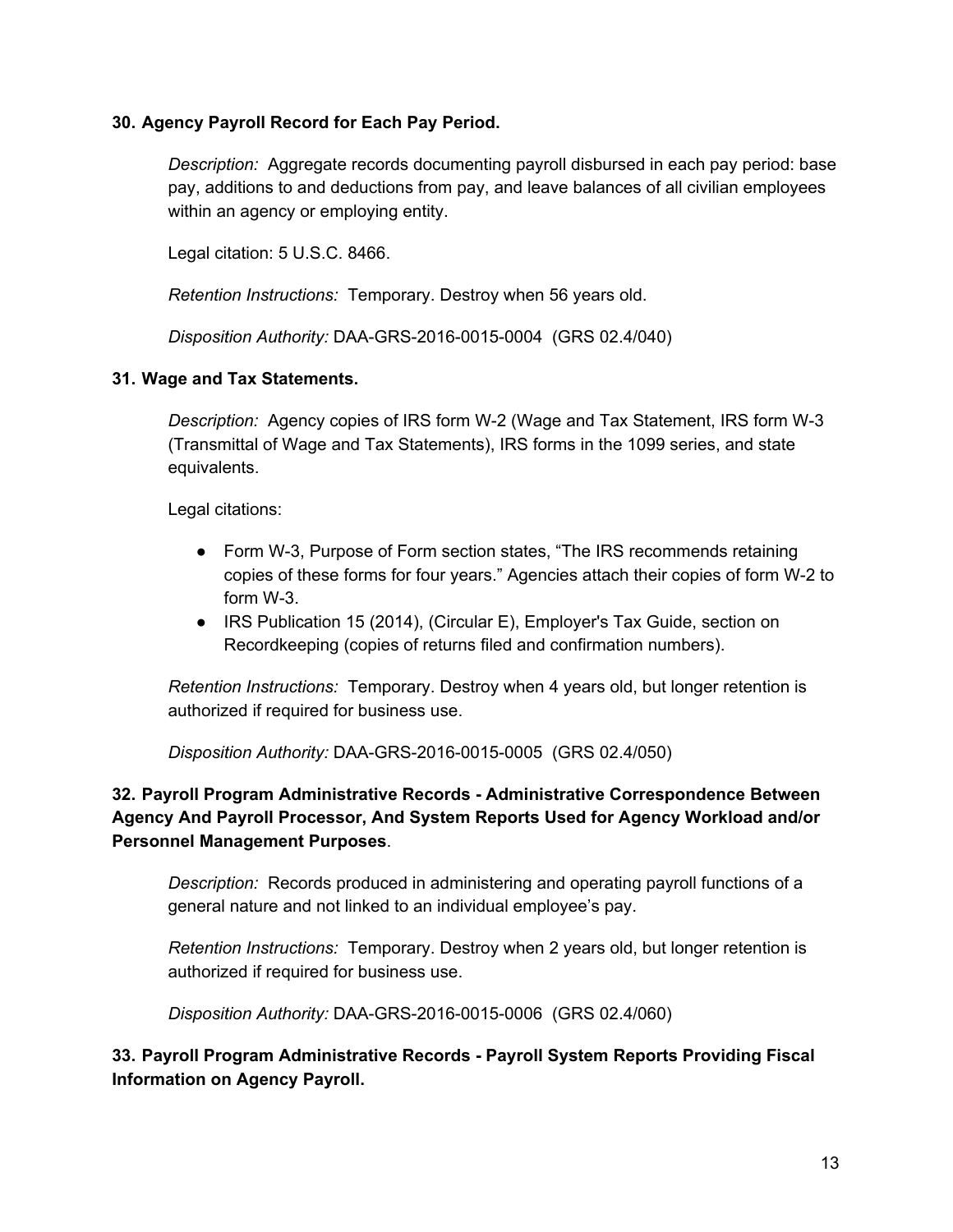**30. Agency Payroll Record for Each Pay Period.**

*Description:* Aggregate records documenting payroll disbursed in each pay period: base pay, additions to and deductions from pay, and leave balances of all civilian employees within an agency or employing entity.

Legal citation: 5 U.S.C. 8466.

*Retention Instructions:* Temporary. Destroy when 56 years old.

*Disposition Authority:* DAA-GRS-2016-0015-0004 (GRS 02.4/040)

**31. Wage and Tax Statements.**

*Description:* Agency copies of IRS form W-2 (Wage and Tax Statement, IRS form W-3 (Transmittal of Wage and Tax Statements), IRS forms in the 1099 series, and state equivalents.

Legal citations:

- Form W-3, Purpose of Form section states, "The IRS recommends retaining copies of these forms for four years." Agencies attach their copies of form W-2 to form W-3.
- IRS Publication 15 (2014), (Circular E), Employer's Tax Guide, section on Recordkeeping (copies of returns filed and confirmation numbers).

*Retention Instructions:* Temporary. Destroy when 4 years old, but longer retention is authorized if required for business use.

*Disposition Authority:* DAA-GRS-2016-0015-0005 (GRS 02.4/050)

**32. Payroll Program Administrative Records - Administrative Correspondence Between Agency And Payroll Processor, And System Reports Used for Agency Workload and/or Personnel Management Purposes**.

*Description:* Records produced in administering and operating payroll functions of a general nature and not linked to an individual employee's pay.

*Retention Instructions:* Temporary. Destroy when 2 years old, but longer retention is authorized if required for business use.

*Disposition Authority:* DAA-GRS-2016-0015-0006 (GRS 02.4/060)

**33. Payroll Program Administrative Records - Payroll System Reports Providing Fiscal Information on Agency Payroll.**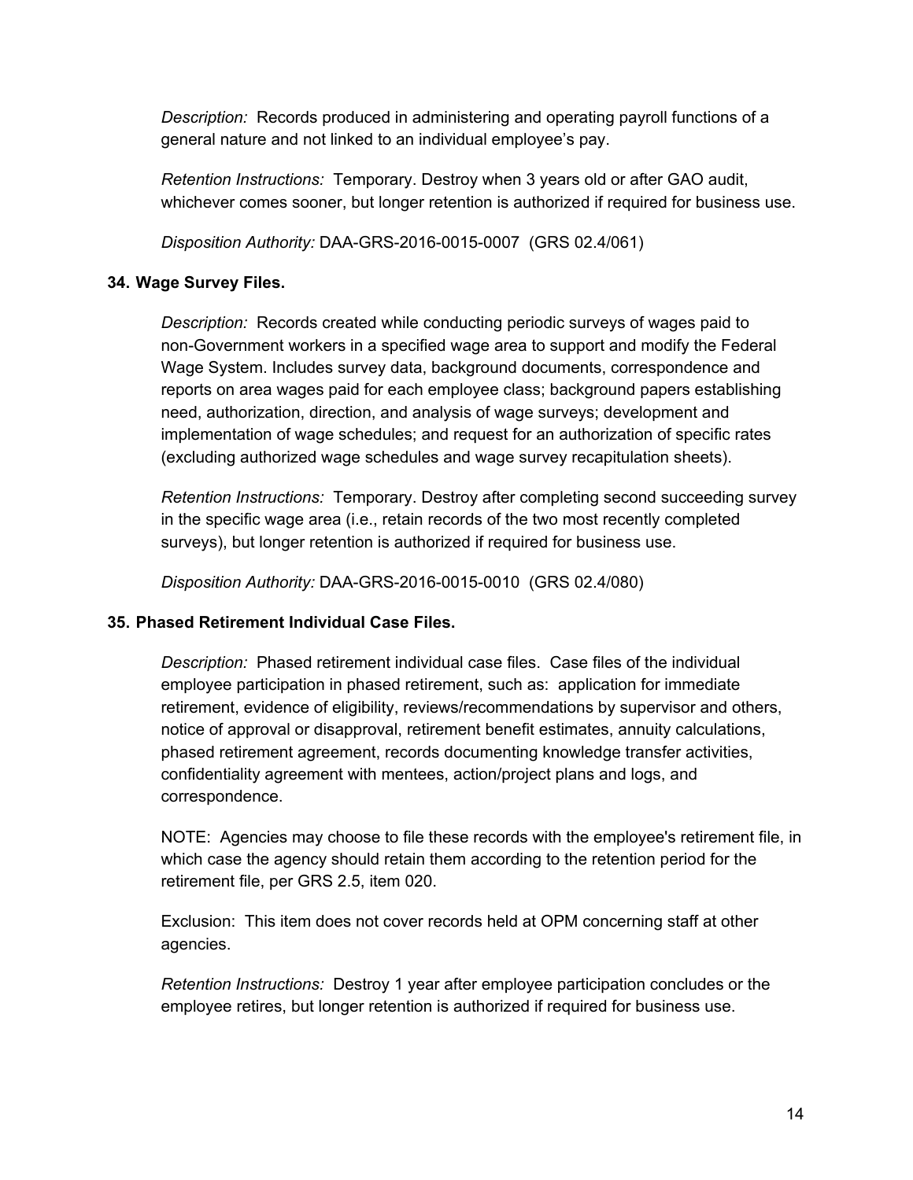*Description:* Records produced in administering and operating payroll functions of a general nature and not linked to an individual employee's pay.

*Retention Instructions:* Temporary. Destroy when 3 years old or after GAO audit, whichever comes sooner, but longer retention is authorized if required for business use.

*Disposition Authority:* DAA-GRS-2016-0015-0007 (GRS 02.4/061)

**34. Wage Survey Files.**

*Description:* Records created while conducting periodic surveys of wages paid to non-Government workers in a specified wage area to support and modify the Federal Wage System. Includes survey data, background documents, correspondence and reports on area wages paid for each employee class; background papers establishing need, authorization, direction, and analysis of wage surveys; development and implementation of wage schedules; and request for an authorization of specific rates (excluding authorized wage schedules and wage survey recapitulation sheets).

*Retention Instructions:* Temporary. Destroy after completing second succeeding survey in the specific wage area (i.e., retain records of the two most recently completed surveys), but longer retention is authorized if required for business use.

*Disposition Authority:* DAA-GRS-2016-0015-0010 (GRS 02.4/080)

**35. Phased Retirement Individual Case Files.**

*Description:* Phased retirement individual case files. Case files of the individual employee participation in phased retirement, such as: application for immediate retirement, evidence of eligibility, reviews/recommendations by supervisor and others, notice of approval or disapproval, retirement benefit estimates, annuity calculations, phased retirement agreement, records documenting knowledge transfer activities, confidentiality agreement with mentees, action/project plans and logs, and correspondence.

NOTE: Agencies may choose to file these records with the employee's retirement file, in which case the agency should retain them according to the retention period for the retirement file, per GRS 2.5, item 020.

Exclusion: This item does not cover records held at OPM concerning staff at other agencies.

*Retention Instructions:* Destroy 1 year after employee participation concludes or the employee retires, but longer retention is authorized if required for business use.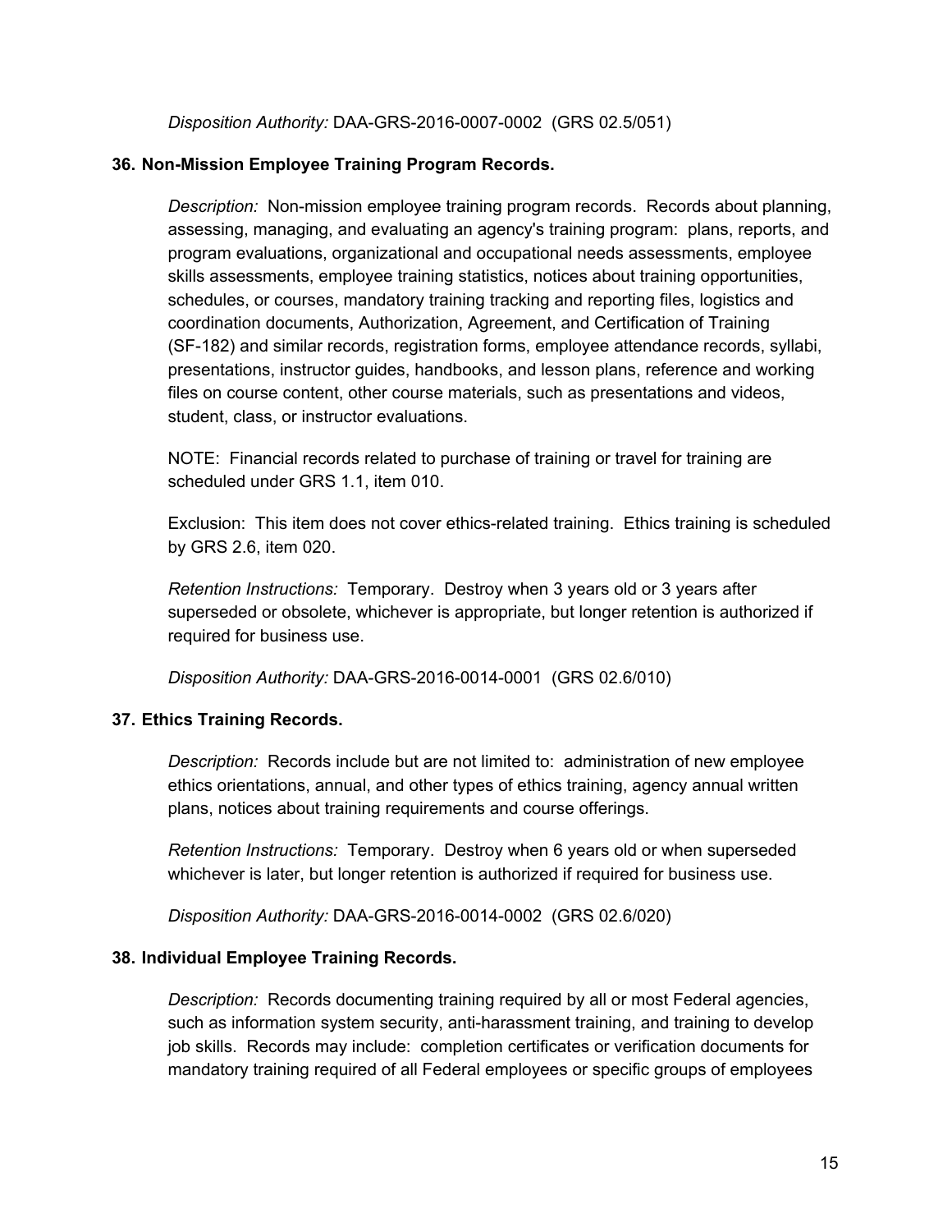*Disposition Authority:* DAA-GRS-2016-0007-0002 (GRS 02.5/051)

**36. Non-Mission Employee Training Program Records.**

*Description:* Non-mission employee training program records. Records about planning, assessing, managing, and evaluating an agency's training program: plans, reports, and program evaluations, organizational and occupational needs assessments, employee skills assessments, employee training statistics, notices about training opportunities, schedules, or courses, mandatory training tracking and reporting files, logistics and coordination documents, Authorization, Agreement, and Certification of Training (SF-182) and similar records, registration forms, employee attendance records, syllabi, presentations, instructor guides, handbooks, and lesson plans, reference and working files on course content, other course materials, such as presentations and videos, student, class, or instructor evaluations.

NOTE: Financial records related to purchase of training or travel for training are scheduled under GRS 1.1, item 010.

Exclusion: This item does not cover ethics-related training. Ethics training is scheduled by GRS 2.6, item 020.

*Retention Instructions:* Temporary. Destroy when 3 years old or 3 years after superseded or obsolete, whichever is appropriate, but longer retention is authorized if required for business use.

*Disposition Authority:* DAA-GRS-2016-0014-0001 (GRS 02.6/010)

**37. Ethics Training Records.**

*Description:* Records include but are not limited to: administration of new employee ethics orientations, annual, and other types of ethics training, agency annual written plans, notices about training requirements and course offerings.

*Retention Instructions:* Temporary. Destroy when 6 years old or when superseded whichever is later, but longer retention is authorized if required for business use.

*Disposition Authority:* DAA-GRS-2016-0014-0002 (GRS 02.6/020)

**38. Individual Employee Training Records.**

*Description:* Records documenting training required by all or most Federal agencies, such as information system security, anti-harassment training, and training to develop job skills. Records may include: completion certificates or verification documents for mandatory training required of all Federal employees or specific groups of employees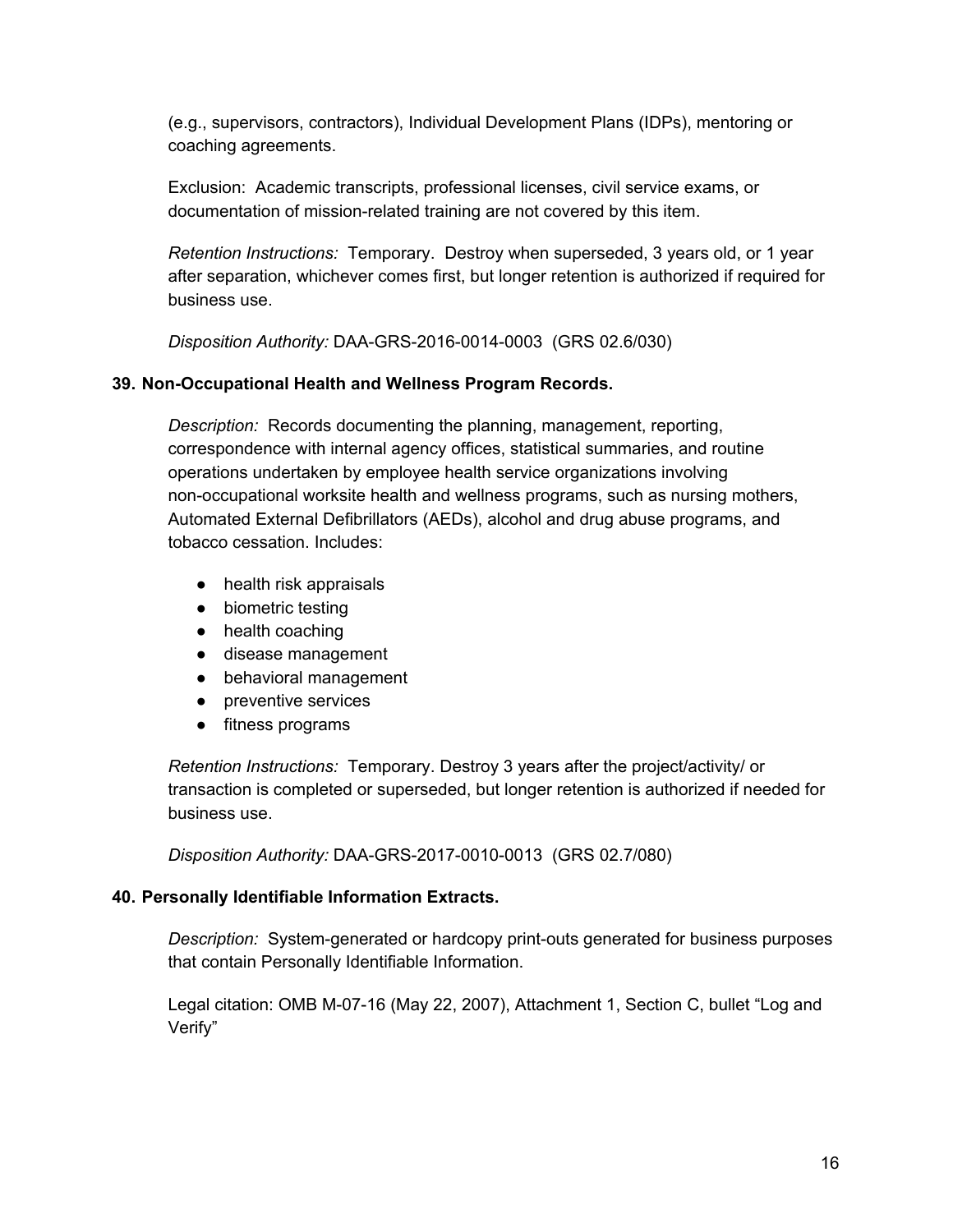(e.g., supervisors, contractors), Individual Development Plans (IDPs), mentoring or coaching agreements.

Exclusion: Academic transcripts, professional licenses, civil service exams, or documentation of mission-related training are not covered by this item.

*Retention Instructions:* Temporary. Destroy when superseded, 3 years old, or 1 year after separation, whichever comes first, but longer retention is authorized if required for business use.

*Disposition Authority:* DAA-GRS-2016-0014-0003 (GRS 02.6/030)

**39. Non-Occupational Health and Wellness Program Records.**

*Description:* Records documenting the planning, management, reporting, correspondence with internal agency offices, statistical summaries, and routine operations undertaken by employee health service organizations involving non-occupational worksite health and wellness programs, such as nursing mothers, Automated External Defibrillators (AEDs), alcohol and drug abuse programs, and tobacco cessation. Includes:

- health risk appraisals
- biometric testing
- health coaching
- disease management
- behavioral management
- preventive services
- fitness programs

*Retention Instructions:* Temporary. Destroy 3 years after the project/activity/ or transaction is completed or superseded, but longer retention is authorized if needed for business use.

*Disposition Authority:* DAA-GRS-2017-0010-0013 (GRS 02.7/080)

**40. Personally Identifiable Information Extracts.**

*Description:* System-generated or hardcopy print-outs generated for business purposes that contain Personally Identifiable Information.

Legal citation: OMB M-07-16 (May 22, 2007), Attachment 1, Section C, bullet "Log and Verify"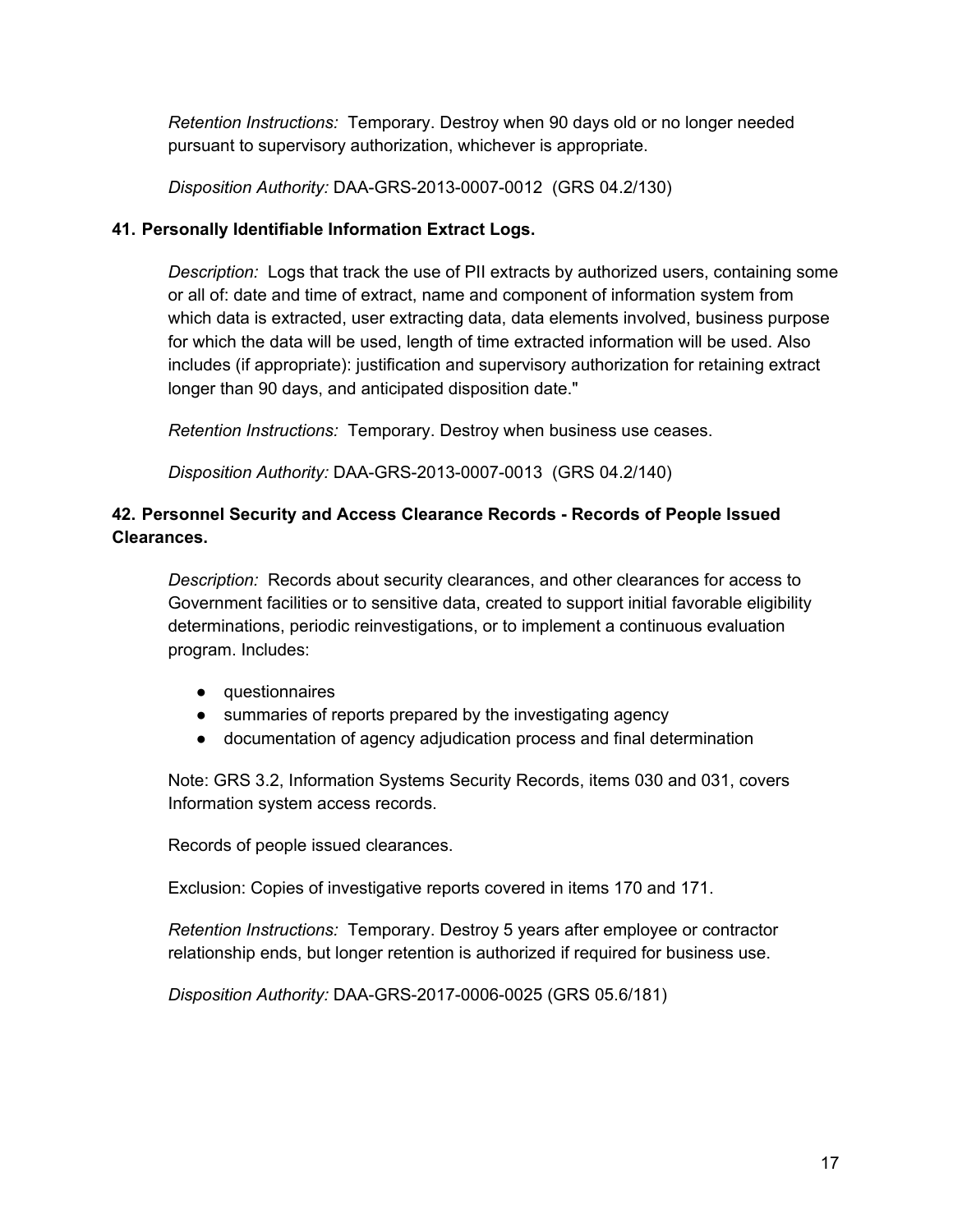*Retention Instructions:* Temporary. Destroy when 90 days old or no longer needed pursuant to supervisory authorization, whichever is appropriate.

*Disposition Authority:* DAA-GRS-2013-0007-0012 (GRS 04.2/130)

**41. Personally Identifiable Information Extract Logs.**

*Description:* Logs that track the use of PII extracts by authorized users, containing some or all of: date and time of extract, name and component of information system from which data is extracted, user extracting data, data elements involved, business purpose for which the data will be used, length of time extracted information will be used. Also includes (if appropriate): justification and supervisory authorization for retaining extract longer than 90 days, and anticipated disposition date."

*Retention Instructions:* Temporary. Destroy when business use ceases.

*Disposition Authority:* DAA-GRS-2013-0007-0013 (GRS 04.2/140)

**42. Personnel Security and Access Clearance Records - Records of People Issued Clearances.**

*Description:* Records about security clearances, and other clearances for access to Government facilities or to sensitive data, created to support initial favorable eligibility determinations, periodic reinvestigations, or to implement a continuous evaluation program. Includes:

- questionnaires
- summaries of reports prepared by the investigating agency
- documentation of agency adjudication process and final determination

Note: GRS 3.2, Information Systems Security Records, items 030 and 031, covers Information system access records.

Records of people issued clearances.

Exclusion: Copies of investigative reports covered in items 170 and 171.

*Retention Instructions:* Temporary. Destroy 5 years after employee or contractor relationship ends, but longer retention is authorized if required for business use.

*Disposition Authority:* DAA-GRS-2017-0006-0025 (GRS 05.6/181)